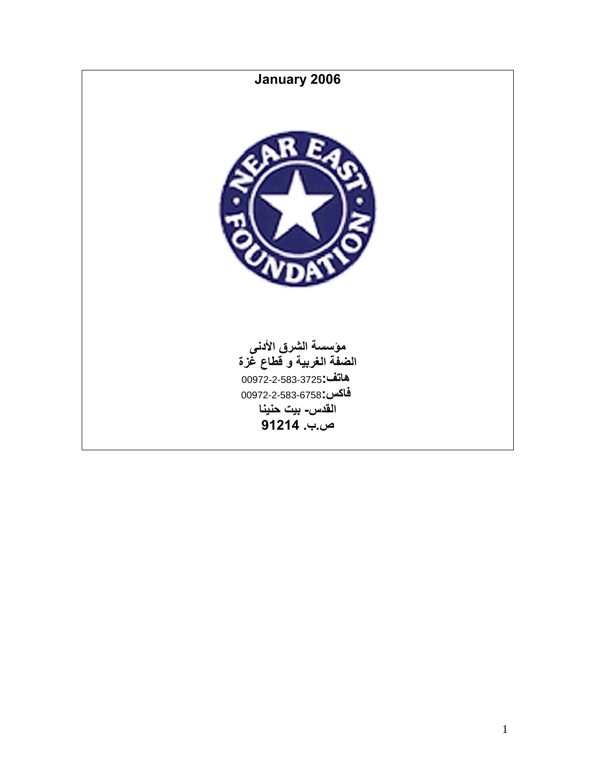**January 2006**

**مؤسسة الشرق الأدنى**

**الضفة الغربية و قطاع غزة**

**هاتف:**00972-2-583-3725

**فاكس:**00972-2-583-6758

**القدس- بيت حنينا**

**ص.ب. 91214**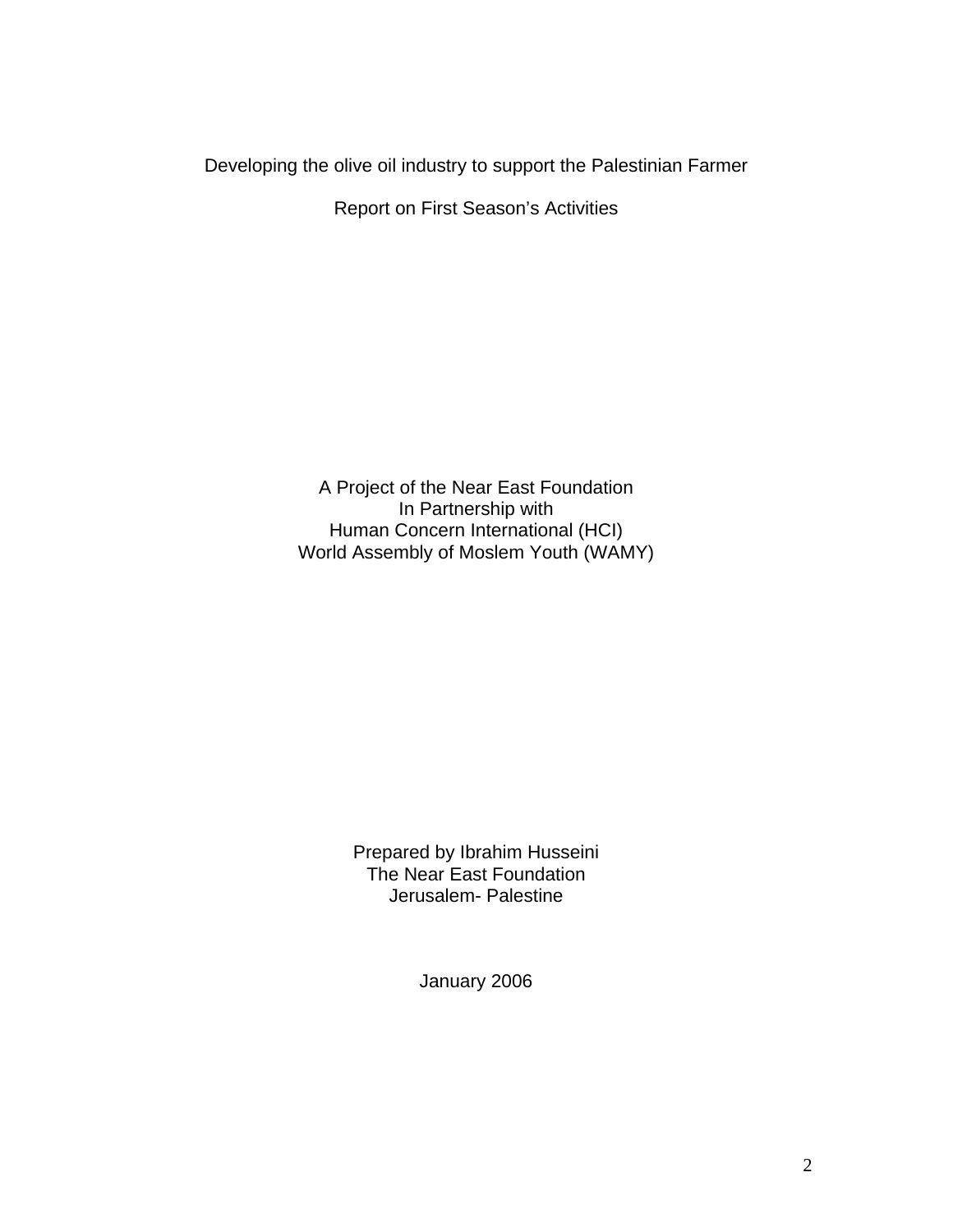Developing the olive oil industry to support the Palestinian Farmer

Report on First Season's Activities

A Project of the Near East Foundation
In Partnership with
Human Concern International (HCI)
World Assembly of Moslem Youth (WAMY)

Prepared by Ibrahim Husseini
The Near East Foundation
Jerusalem- Palestine

January 2006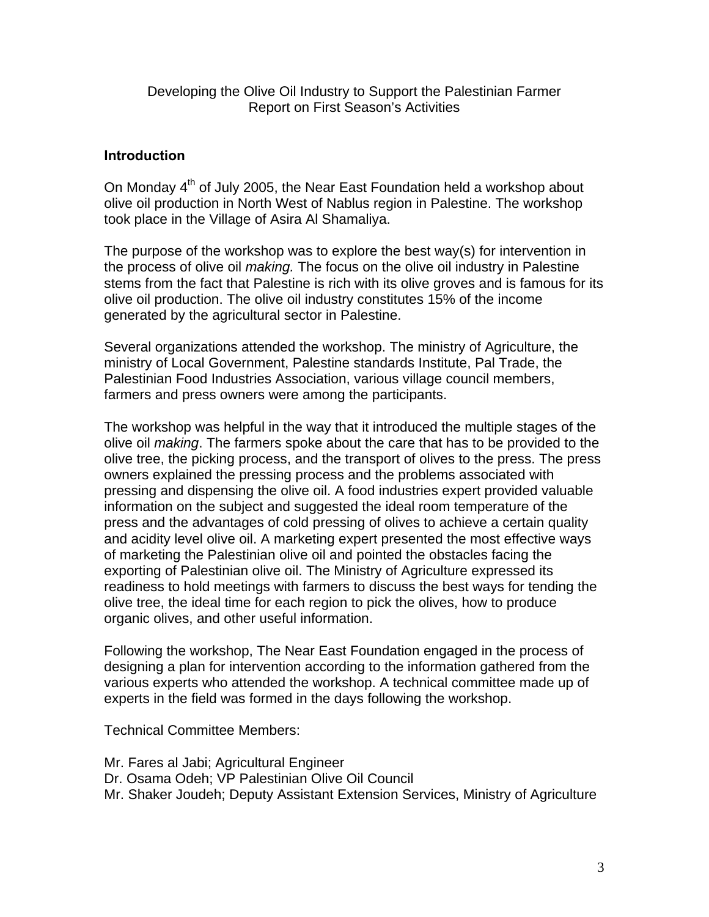Developing the Olive Oil Industry to Support the Palestinian Farmer
Report on First Season's Activities

## Introduction

On Monday 4th of July 2005, the Near East Foundation held a workshop about olive oil production in North West of Nablus region in Palestine. The workshop took place in the Village of Asira Al Shamaliya.

The purpose of the workshop was to explore the best way(s) for intervention in the process of olive oil *making.* The focus on the olive oil industry in Palestine stems from the fact that Palestine is rich with its olive groves and is famous for its olive oil production. The olive oil industry constitutes 15% of the income generated by the agricultural sector in Palestine.

Several organizations attended the workshop. The ministry of Agriculture, the ministry of Local Government, Palestine standards Institute, Pal Trade, the Palestinian Food Industries Association, various village council members, farmers and press owners were among the participants.

The workshop was helpful in the way that it introduced the multiple stages of the olive oil *making*. The farmers spoke about the care that has to be provided to the olive tree, the picking process, and the transport of olives to the press. The press owners explained the pressing process and the problems associated with pressing and dispensing the olive oil. A food industries expert provided valuable information on the subject and suggested the ideal room temperature of the press and the advantages of cold pressing of olives to achieve a certain quality and acidity level olive oil. A marketing expert presented the most effective ways of marketing the Palestinian olive oil and pointed the obstacles facing the exporting of Palestinian olive oil. The Ministry of Agriculture expressed its readiness to hold meetings with farmers to discuss the best ways for tending the olive tree, the ideal time for each region to pick the olives, how to produce organic olives, and other useful information.

Following the workshop, The Near East Foundation engaged in the process of designing a plan for intervention according to the information gathered from the various experts who attended the workshop. A technical committee made up of experts in the field was formed in the days following the workshop.

Technical Committee Members:

Mr. Fares al Jabi; Agricultural Engineer
Dr. Osama Odeh; VP Palestinian Olive Oil Council
Mr. Shaker Joudeh; Deputy Assistant Extension Services, Ministry of Agriculture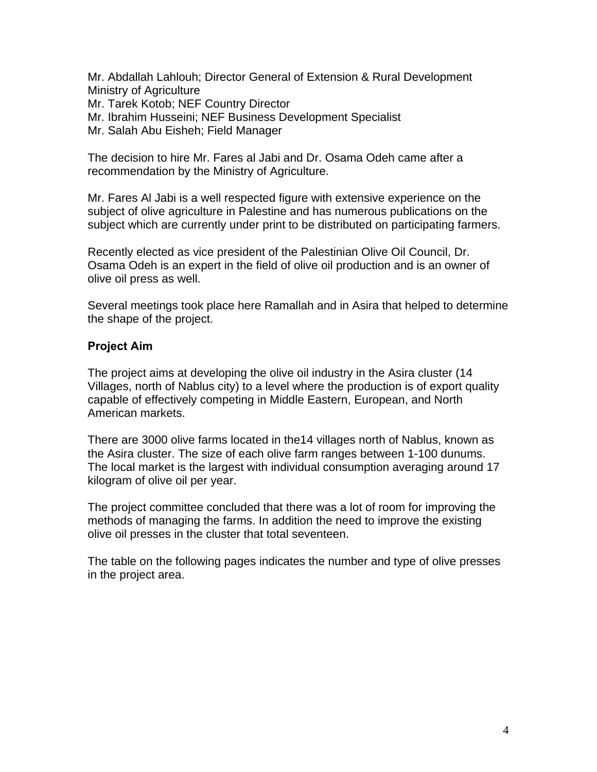Mr. Abdallah Lahlouh; Director General of Extension & Rural Development Ministry of Agriculture
Mr. Tarek Kotob; NEF Country Director
Mr. Ibrahim Husseini; NEF Business Development Specialist
Mr. Salah Abu Eisheh; Field Manager

The decision to hire Mr. Fares al Jabi and Dr. Osama Odeh came after a recommendation by the Ministry of Agriculture.

Mr. Fares Al Jabi is a well respected figure with extensive experience on the subject of olive agriculture in Palestine and has numerous publications on the subject which are currently under print to be distributed on participating farmers.

Recently elected as vice president of the Palestinian Olive Oil Council, Dr. Osama Odeh is an expert in the field of olive oil production and is an owner of olive oil press as well.

Several meetings took place here Ramallah and in Asira that helped to determine the shape of the project.

**Project Aim**

The project aims at developing the olive oil industry in the Asira cluster (14 Villages, north of Nablus city) to a level where the production is of export quality capable of effectively competing in Middle Eastern, European, and North American markets.

There are 3000 olive farms located in the14 villages north of Nablus, known as the Asira cluster. The size of each olive farm ranges between 1-100 dunums. The local market is the largest with individual consumption averaging around 17 kilogram of olive oil per year.

The project committee concluded that there was a lot of room for improving the methods of managing the farms. In addition the need to improve the existing olive oil presses in the cluster that total seventeen.

The table on the following pages indicates the number and type of olive presses in the project area.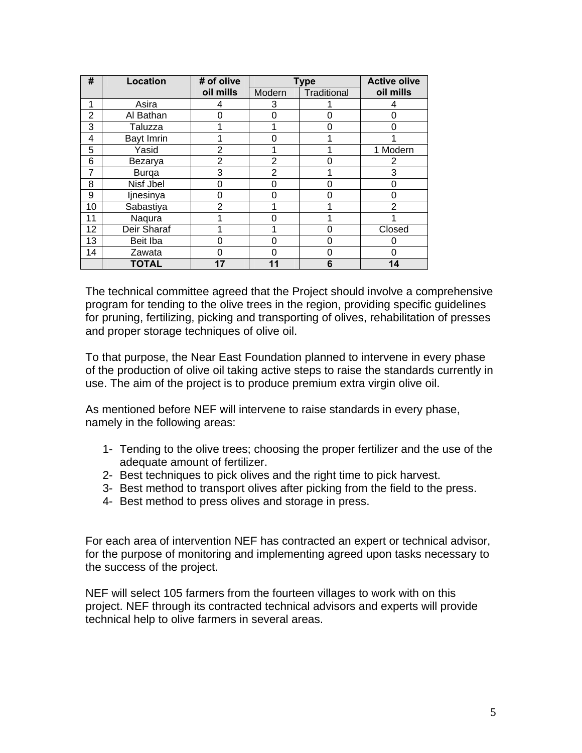| # | Location | # of olive oil mills | Type | | Active olive oil mills |
|---|---|---|---|---|---|
| | | | Modern | Traditional | |
| 1 | Asira | 4 | 3 | 1 | 4 |
| 2 | Al Bathan | 0 | 0 | 0 | 0 |
| 3 | Taluzza | 1 | 1 | 0 | 0 |
| 4 | Bayt Imrin | 1 | 0 | 1 | 1 |
| 5 | Yasid | 2 | 1 | 1 | 1 Modern |
| 6 | Bezarya | 2 | 2 | 0 | 2 |
| 7 | Burqa | 3 | 2 | 1 | 3 |
| 8 | Nisf Jbel | 0 | 0 | 0 | 0 |
| 9 | Ijnesinya | 0 | 0 | 0 | 0 |
| 10 | Sabastiya | 2 | 1 | 1 | 2 |
| 11 | Naqura | 1 | 0 | 1 | 1 |
| 12 | Deir Sharaf | 1 | 1 | 0 | Closed |
| 13 | Beit Iba | 0 | 0 | 0 | 0 |
| 14 | Zawata | 0 | 0 | 0 | 0 |
| | **TOTAL** | **17** | **11** | **6** | **14** |

The technical committee agreed that the Project should involve a comprehensive program for tending to the olive trees in the region, providing specific guidelines for pruning, fertilizing, picking and transporting of olives, rehabilitation of presses and proper storage techniques of olive oil.

To that purpose, the Near East Foundation planned to intervene in every phase of the production of olive oil taking active steps to raise the standards currently in use. The aim of the project is to produce premium extra virgin olive oil.

As mentioned before NEF will intervene to raise standards in every phase, namely in the following areas:

1- Tending to the olive trees; choosing the proper fertilizer and the use of the adequate amount of fertilizer.
2- Best techniques to pick olives and the right time to pick harvest.
3- Best method to transport olives after picking from the field to the press.
4- Best method to press olives and storage in press.

For each area of intervention NEF has contracted an expert or technical advisor, for the purpose of monitoring and implementing agreed upon tasks necessary to the success of the project.

NEF will select 105 farmers from the fourteen villages to work with on this project. NEF through its contracted technical advisors and experts will provide technical help to olive farmers in several areas.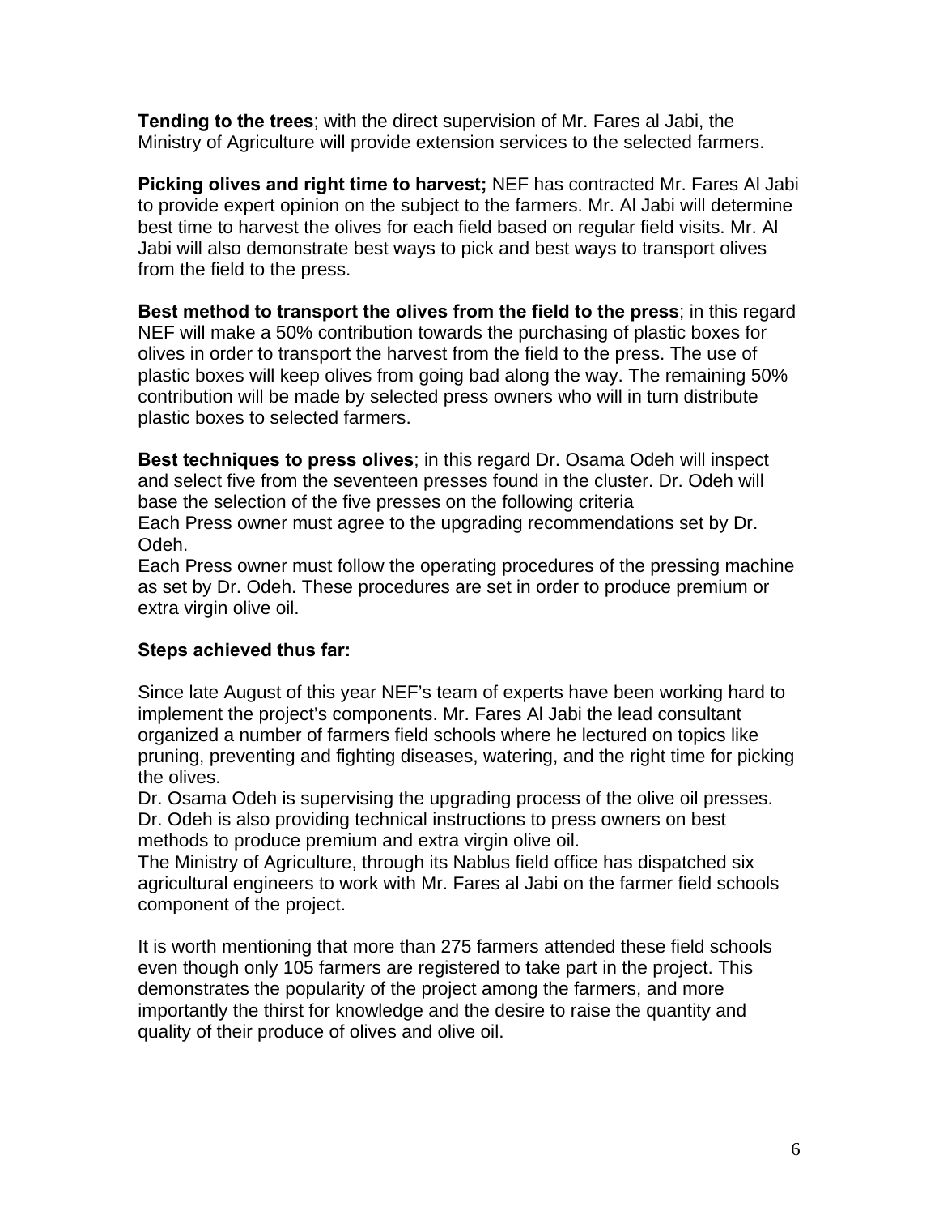**Tending to the trees**; with the direct supervision of Mr. Fares al Jabi, the Ministry of Agriculture will provide extension services to the selected farmers.

**Picking olives and right time to harvest;** NEF has contracted Mr. Fares Al Jabi to provide expert opinion on the subject to the farmers. Mr. Al Jabi will determine best time to harvest the olives for each field based on regular field visits. Mr. Al Jabi will also demonstrate best ways to pick and best ways to transport olives from the field to the press.

**Best method to transport the olives from the field to the press**; in this regard NEF will make a 50% contribution towards the purchasing of plastic boxes for olives in order to transport the harvest from the field to the press. The use of plastic boxes will keep olives from going bad along the way. The remaining 50% contribution will be made by selected press owners who will in turn distribute plastic boxes to selected farmers.

**Best techniques to press olives**; in this regard Dr. Osama Odeh will inspect and select five from the seventeen presses found in the cluster. Dr. Odeh will base the selection of the five presses on the following criteria
Each Press owner must agree to the upgrading recommendations set by Dr. Odeh.
Each Press owner must follow the operating procedures of the pressing machine as set by Dr. Odeh. These procedures are set in order to produce premium or extra virgin olive oil.

**Steps achieved thus far:**

Since late August of this year NEF's team of experts have been working hard to implement the project's components. Mr. Fares Al Jabi the lead consultant organized a number of farmers field schools where he lectured on topics like pruning, preventing and fighting diseases, watering, and the right time for picking the olives.
Dr. Osama Odeh is supervising the upgrading process of the olive oil presses. Dr. Odeh is also providing technical instructions to press owners on best methods to produce premium and extra virgin olive oil.
The Ministry of Agriculture, through its Nablus field office has dispatched six agricultural engineers to work with Mr. Fares al Jabi on the farmer field schools component of the project.

It is worth mentioning that more than 275 farmers attended these field schools even though only 105 farmers are registered to take part in the project. This demonstrates the popularity of the project among the farmers, and more importantly the thirst for knowledge and the desire to raise the quantity and quality of their produce of olives and olive oil.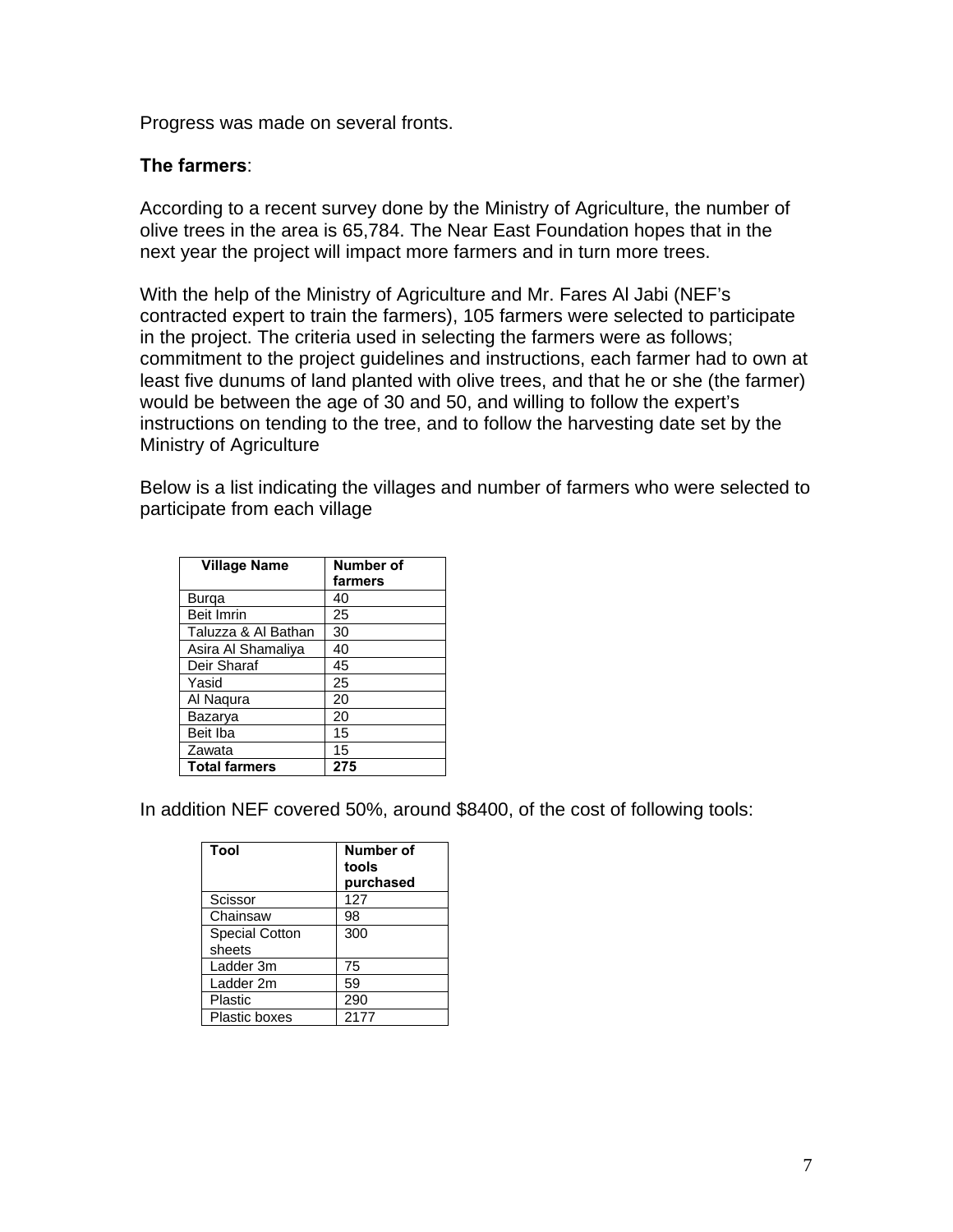Progress was made on several fronts.

**The farmers**:

According to a recent survey done by the Ministry of Agriculture, the number of olive trees in the area is 65,784. The Near East Foundation hopes that in the next year the project will impact more farmers and in turn more trees.

With the help of the Ministry of Agriculture and Mr. Fares Al Jabi (NEF's contracted expert to train the farmers), 105 farmers were selected to participate in the project. The criteria used in selecting the farmers were as follows; commitment to the project guidelines and instructions, each farmer had to own at least five dunums of land planted with olive trees, and that he or she (the farmer) would be between the age of 30 and 50, and willing to follow the expert's instructions on tending to the tree, and to follow the harvesting date set by the Ministry of Agriculture

Below is a list indicating the villages and number of farmers who were selected to participate from each village

| Village Name | Number of farmers |
|---|---|
| Burqa | 40 |
| Beit Imrin | 25 |
| Taluzza & Al Bathan | 30 |
| Asira Al Shamaliya | 40 |
| Deir Sharaf | 45 |
| Yasid | 25 |
| Al Naqura | 20 |
| Bazarya | 20 |
| Beit Iba | 15 |
| Zawata | 15 |
| **Total farmers** | **275** |

In addition NEF covered 50%, around $8400, of the cost of following tools:

| Tool | Number of tools purchased |
|---|---|
| Scissor | 127 |
| Chainsaw | 98 |
| Special Cotton sheets | 300 |
| Ladder 3m | 75 |
| Ladder 2m | 59 |
| Plastic | 290 |
| Plastic boxes | 2177 |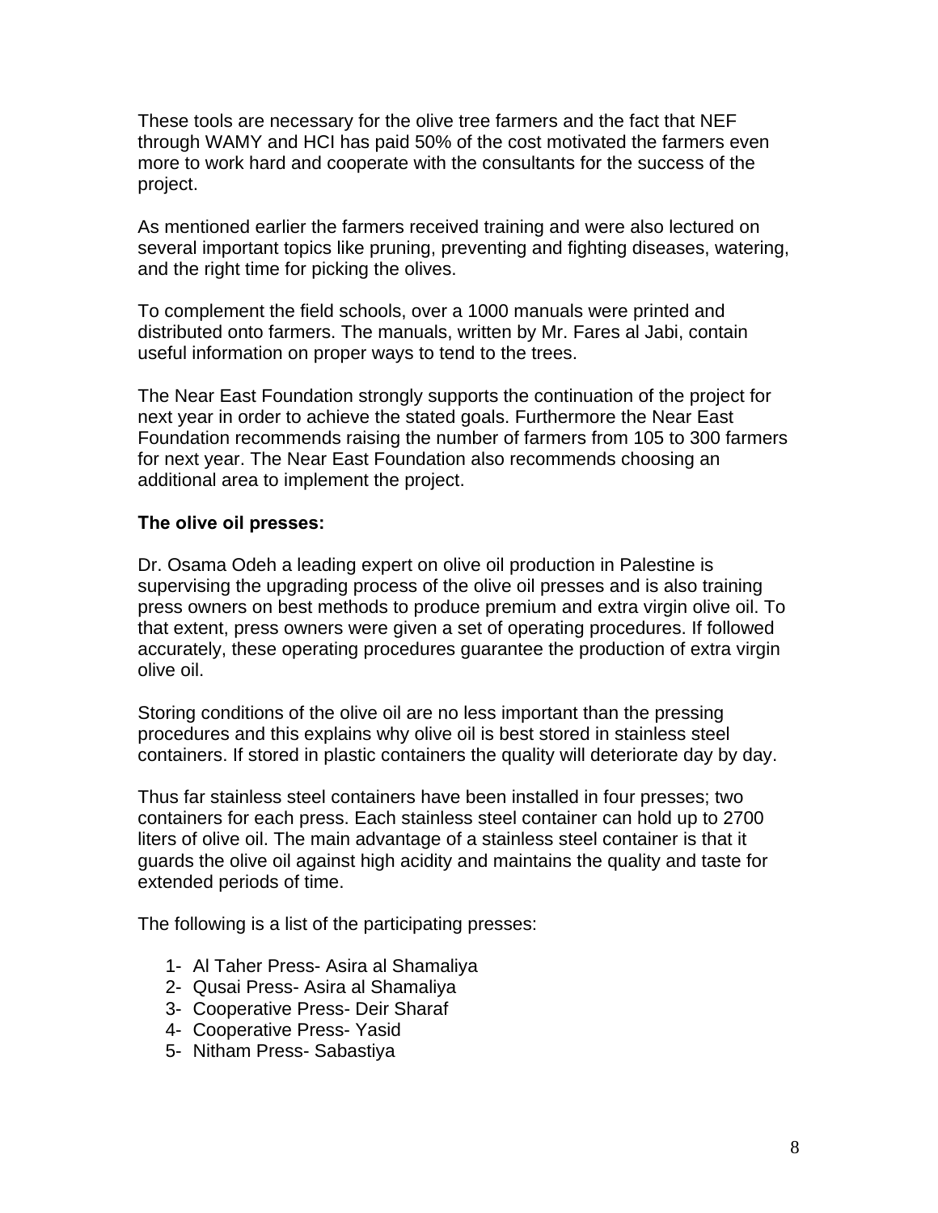These tools are necessary for the olive tree farmers and the fact that NEF through WAMY and HCI has paid 50% of the cost motivated the farmers even more to work hard and cooperate with the consultants for the success of the project.

As mentioned earlier the farmers received training and were also lectured on several important topics like pruning, preventing and fighting diseases, watering, and the right time for picking the olives.

To complement the field schools, over a 1000 manuals were printed and distributed onto farmers. The manuals, written by Mr. Fares al Jabi, contain useful information on proper ways to tend to the trees.

The Near East Foundation strongly supports the continuation of the project for next year in order to achieve the stated goals. Furthermore the Near East Foundation recommends raising the number of farmers from 105 to 300 farmers for next year. The Near East Foundation also recommends choosing an additional area to implement the project.

**The olive oil presses:**

Dr. Osama Odeh a leading expert on olive oil production in Palestine is supervising the upgrading process of the olive oil presses and is also training press owners on best methods to produce premium and extra virgin olive oil. To that extent, press owners were given a set of operating procedures. If followed accurately, these operating procedures guarantee the production of extra virgin olive oil.

Storing conditions of the olive oil are no less important than the pressing procedures and this explains why olive oil is best stored in stainless steel containers. If stored in plastic containers the quality will deteriorate day by day.

Thus far stainless steel containers have been installed in four presses; two containers for each press. Each stainless steel container can hold up to 2700 liters of olive oil. The main advantage of a stainless steel container is that it guards the olive oil against high acidity and maintains the quality and taste for extended periods of time.

The following is a list of the participating presses:

1- Al Taher Press- Asira al Shamaliya
2- Qusai Press- Asira al Shamaliya
3- Cooperative Press- Deir Sharaf
4- Cooperative Press- Yasid
5- Nitham Press- Sabastiya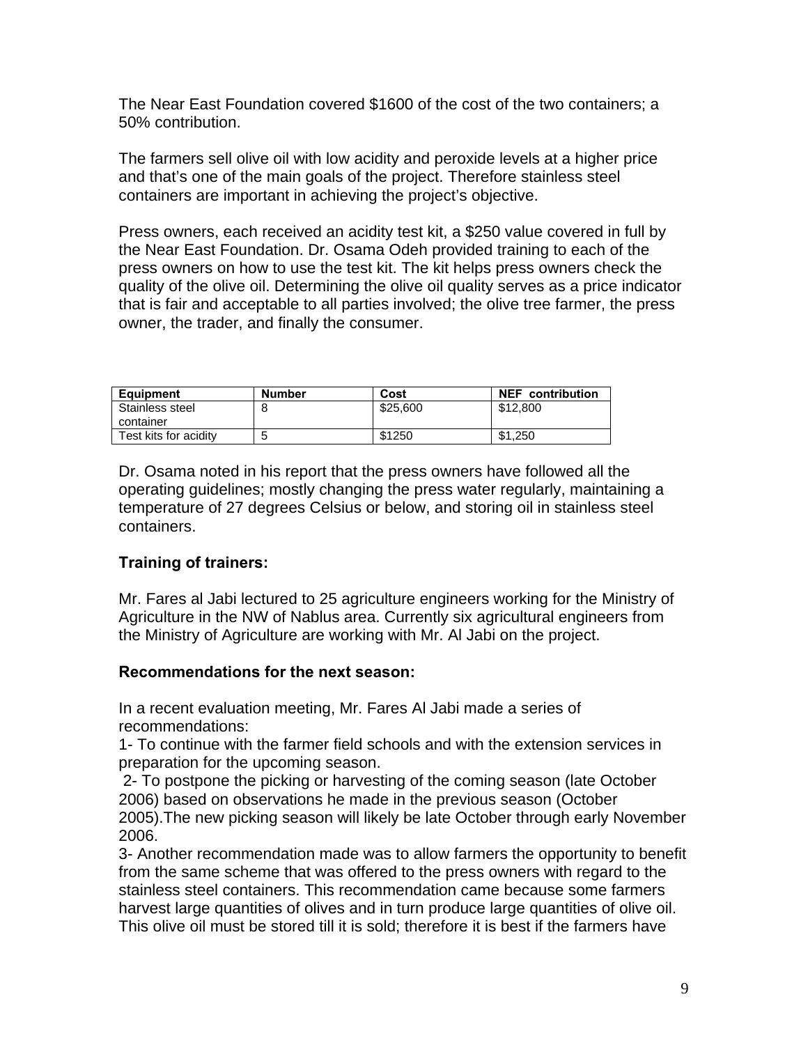The Near East Foundation covered $1600 of the cost of the two containers; a 50% contribution.

The farmers sell olive oil with low acidity and peroxide levels at a higher price and that's one of the main goals of the project. Therefore stainless steel containers are important in achieving the project's objective.

Press owners, each received an acidity test kit, a $250 value covered in full by the Near East Foundation. Dr. Osama Odeh provided training to each of the press owners on how to use the test kit. The kit helps press owners check the quality of the olive oil. Determining the olive oil quality serves as a price indicator that is fair and acceptable to all parties involved; the olive tree farmer, the press owner, the trader, and finally the consumer.

| Equipment | Number | Cost | NEF contribution |
| --- | --- | --- | --- |
| Stainless steel container | 8 | $25,600 | $12,800 |
| Test kits for acidity | 5 | $1250 | $1,250 |

Dr. Osama noted in his report that the press owners have followed all the operating guidelines; mostly changing the press water regularly, maintaining a temperature of 27 degrees Celsius or below, and storing oil in stainless steel containers.

**Training of trainers:**

Mr. Fares al Jabi lectured to 25 agriculture engineers working for the Ministry of Agriculture in the NW of Nablus area. Currently six agricultural engineers from the Ministry of Agriculture are working with Mr. Al Jabi on the project.

**Recommendations for the next season:**

In a recent evaluation meeting, Mr. Fares Al Jabi made a series of recommendations:

1- To continue with the farmer field schools and with the extension services in preparation for the upcoming season.

2- To postpone the picking or harvesting of the coming season (late October 2006) based on observations he made in the previous season (October 2005).The new picking season will likely be late October through early November 2006.

3- Another recommendation made was to allow farmers the opportunity to benefit from the same scheme that was offered to the press owners with regard to the stainless steel containers. This recommendation came because some farmers harvest large quantities of olives and in turn produce large quantities of olive oil. This olive oil must be stored till it is sold; therefore it is best if the farmers have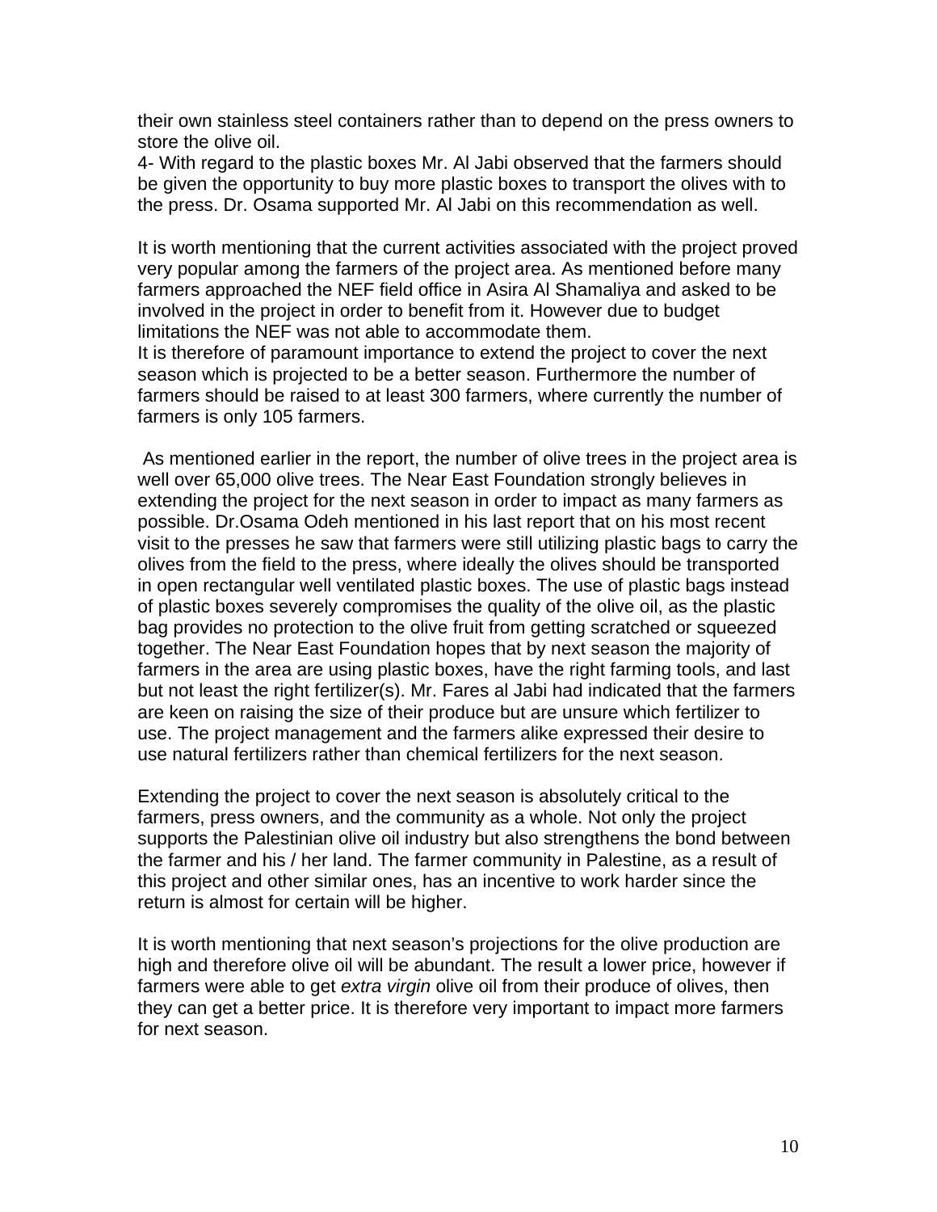their own stainless steel containers rather than to depend on the press owners to store the olive oil.
4- With regard to the plastic boxes Mr. Al Jabi observed that the farmers should be given the opportunity to buy more plastic boxes to transport the olives with to the press. Dr. Osama supported Mr. Al Jabi on this recommendation as well.

It is worth mentioning that the current activities associated with the project proved very popular among the farmers of the project area. As mentioned before many farmers approached the NEF field office in Asira Al Shamaliya and asked to be involved in the project in order to benefit from it. However due to budget limitations the NEF was not able to accommodate them.
It is therefore of paramount importance to extend the project to cover the next season which is projected to be a better season. Furthermore the number of farmers should be raised to at least 300 farmers, where currently the number of farmers is only 105 farmers.

As mentioned earlier in the report, the number of olive trees in the project area is well over 65,000 olive trees. The Near East Foundation strongly believes in extending the project for the next season in order to impact as many farmers as possible. Dr.Osama Odeh mentioned in his last report that on his most recent visit to the presses he saw that farmers were still utilizing plastic bags to carry the olives from the field to the press, where ideally the olives should be transported in open rectangular well ventilated plastic boxes. The use of plastic bags instead of plastic boxes severely compromises the quality of the olive oil, as the plastic bag provides no protection to the olive fruit from getting scratched or squeezed together. The Near East Foundation hopes that by next season the majority of farmers in the area are using plastic boxes, have the right farming tools, and last but not least the right fertilizer(s). Mr. Fares al Jabi had indicated that the farmers are keen on raising the size of their produce but are unsure which fertilizer to use. The project management and the farmers alike expressed their desire to use natural fertilizers rather than chemical fertilizers for the next season.

Extending the project to cover the next season is absolutely critical to the farmers, press owners, and the community as a whole. Not only the project supports the Palestinian olive oil industry but also strengthens the bond between the farmer and his / her land. The farmer community in Palestine, as a result of this project and other similar ones, has an incentive to work harder since the return is almost for certain will be higher.

It is worth mentioning that next season's projections for the olive production are high and therefore olive oil will be abundant. The result a lower price, however if farmers were able to get *extra virgin* olive oil from their produce of olives, then they can get a better price. It is therefore very important to impact more farmers for next season.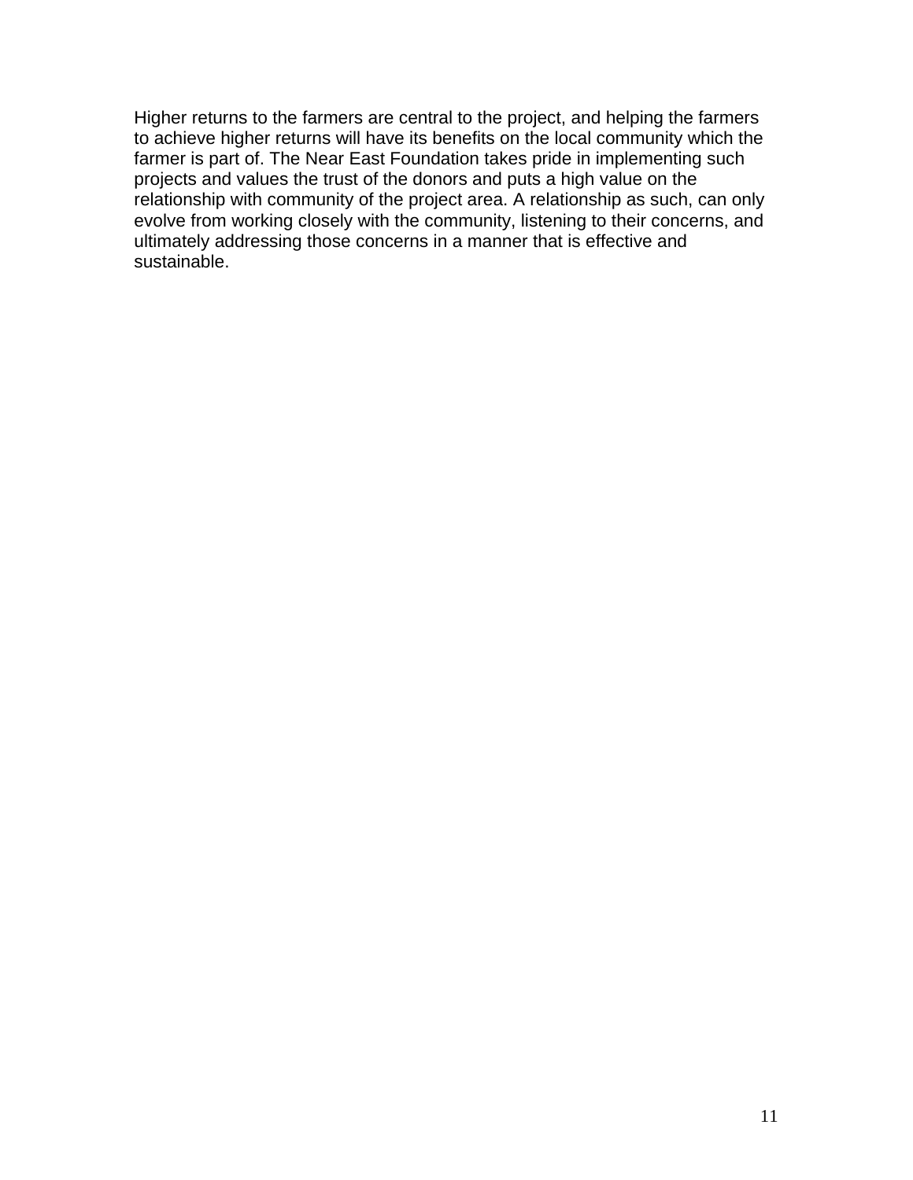Higher returns to the farmers are central to the project, and helping the farmers to achieve higher returns will have its benefits on the local community which the farmer is part of. The Near East Foundation takes pride in implementing such projects and values the trust of the donors and puts a high value on the relationship with community of the project area. A relationship as such, can only evolve from working closely with the community, listening to their concerns, and ultimately addressing those concerns in a manner that is effective and sustainable.